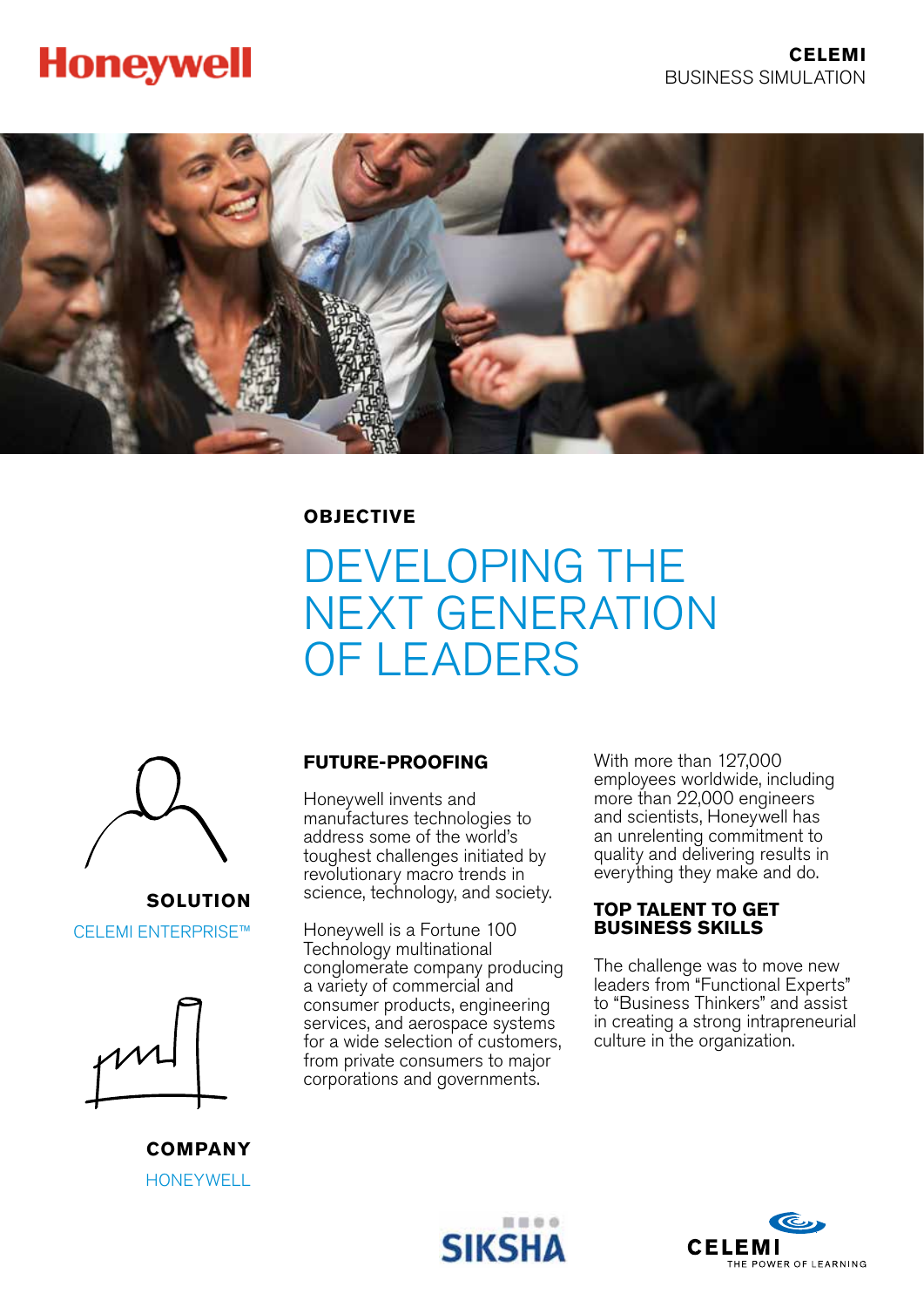Honeywell

**CELEMI**
BUSINESS SIMULATION

**OBJECTIVE**

# DEVELOPING THE NEXT GENERATION OF LEADERS

**SOLUTION**

CELEMI ENTERPRISE™

**COMPANY**

HONEYWELL

## FUTURE-PROOFING

Honeywell invents and manufactures technologies to address some of the world's toughest challenges initiated by revolutionary macro trends in science, technology, and society.

Honeywell is a Fortune 100 Technology multinational conglomerate company producing a variety of commercial and consumer products, engineering services, and aerospace systems for a wide selection of customers, from private consumers to major corporations and governments.

With more than 127,000 employees worldwide, including more than 22,000 engineers and scientists, Honeywell has an unrelenting commitment to quality and delivering results in everything they make and do.

## TOP TALENT TO GET BUSINESS SKILLS

The challenge was to move new leaders from "Functional Experts" to "Business Thinkers" and assist in creating a strong intrapreneurial culture in the organization.

SIKSHA

CELEMI
THE POWER OF LEARNING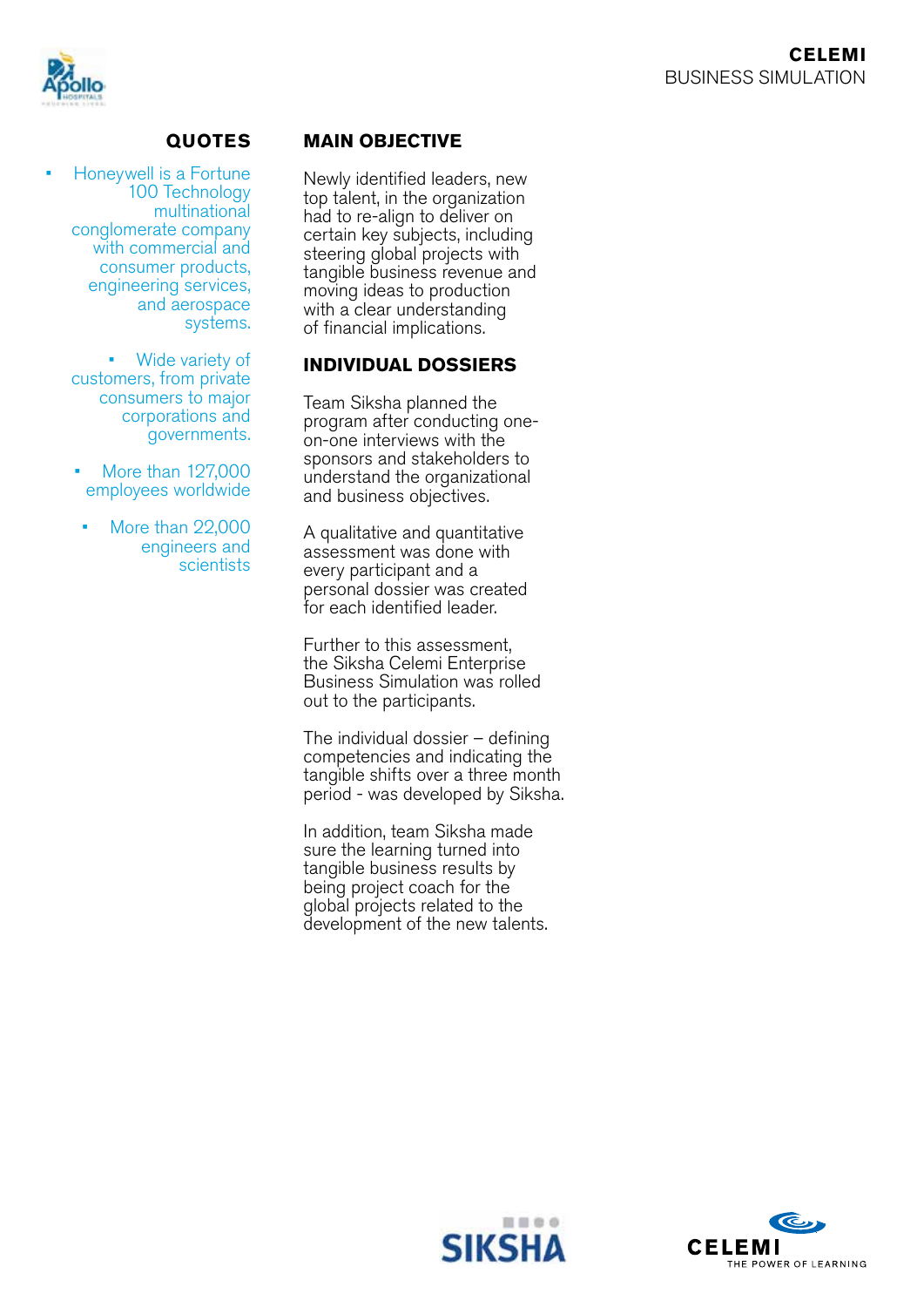## QUOTES

- Honeywell is a Fortune 100 Technology multinational conglomerate company with commercial and consumer products, engineering services, and aerospace systems.
- Wide variety of customers, from private consumers to major corporations and governments.
- More than 127,000 employees worldwide
- More than 22,000 engineers and scientists

## MAIN OBJECTIVE

Newly identified leaders, new top talent, in the organization had to re-align to deliver on certain key subjects, including steering global projects with tangible business revenue and moving ideas to production with a clear understanding of financial implications.

## INDIVIDUAL DOSSIERS

Team Siksha planned the program after conducting one-on-one interviews with the sponsors and stakeholders to understand the organizational and business objectives.

A qualitative and quantitative assessment was done with every participant and a personal dossier was created for each identified leader.

Further to this assessment, the Siksha Celemi Enterprise Business Simulation was rolled out to the participants.

The individual dossier – defining competencies and indicating the tangible shifts over a three month period - was developed by Siksha.

In addition, team Siksha made sure the learning turned into tangible business results by being project coach for the global projects related to the development of the new talents.